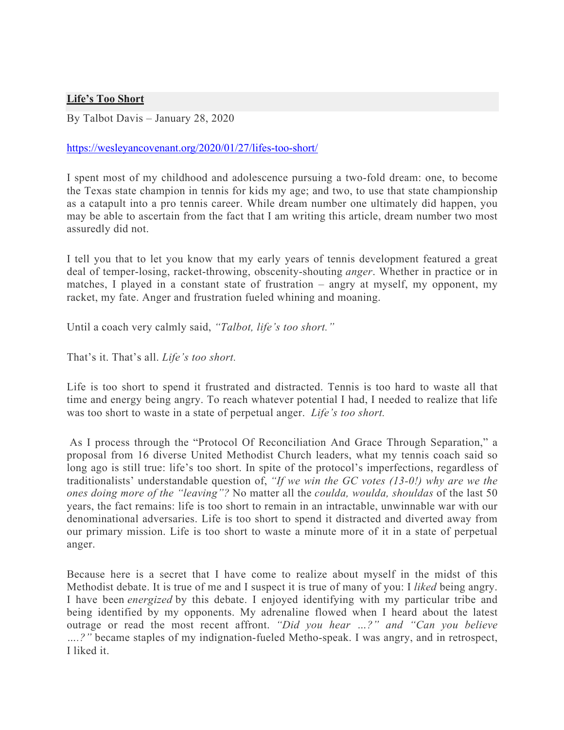# **Life's Too Short**

By Talbot Davis – January 28, 2020

https://wesleyancovenant.org/2020/01/27/lifes-too-short/

I spent most of my childhood and adolescence pursuing a two-fold dream: one, to become the Texas state champion in tennis for kids my age; and two, to use that state championship as a catapult into a pro tennis career. While dream number one ultimately did happen, you may be able to ascertain from the fact that I am writing this article, dream number two most assuredly did not.

I tell you that to let you know that my early years of tennis development featured a great deal of temper-losing, racket-throwing, obscenity-shouting *anger*. Whether in practice or in matches, I played in a constant state of frustration – angry at myself, my opponent, my racket, my fate. Anger and frustration fueled whining and moaning.

Until a coach very calmly said, *"Talbot, life's too short."*

That's it. That's all. *Life's too short.*

Life is too short to spend it frustrated and distracted. Tennis is too hard to waste all that time and energy being angry. To reach whatever potential I had, I needed to realize that life was too short to waste in a state of perpetual anger. *Life's too short.*

As I process through the "Protocol Of Reconciliation And Grace Through Separation," a proposal from 16 diverse United Methodist Church leaders, what my tennis coach said so long ago is still true: life's too short. In spite of the protocol's imperfections, regardless of traditionalists' understandable question of, *"If we win the GC votes (13-0!) why are we the ones doing more of the "leaving"?* No matter all the *coulda, woulda, shouldas* of the last 50 years, the fact remains: life is too short to remain in an intractable, unwinnable war with our denominational adversaries. Life is too short to spend it distracted and diverted away from our primary mission. Life is too short to waste a minute more of it in a state of perpetual anger.

Because here is a secret that I have come to realize about myself in the midst of this Methodist debate. It is true of me and I suspect it is true of many of you: I *liked* being angry. I have been *energized* by this debate. I enjoyed identifying with my particular tribe and being identified by my opponents. My adrenaline flowed when I heard about the latest outrage or read the most recent affront. *"Did you hear …?" and "Can you believe ….?"* became staples of my indignation-fueled Metho-speak. I was angry, and in retrospect, I liked it.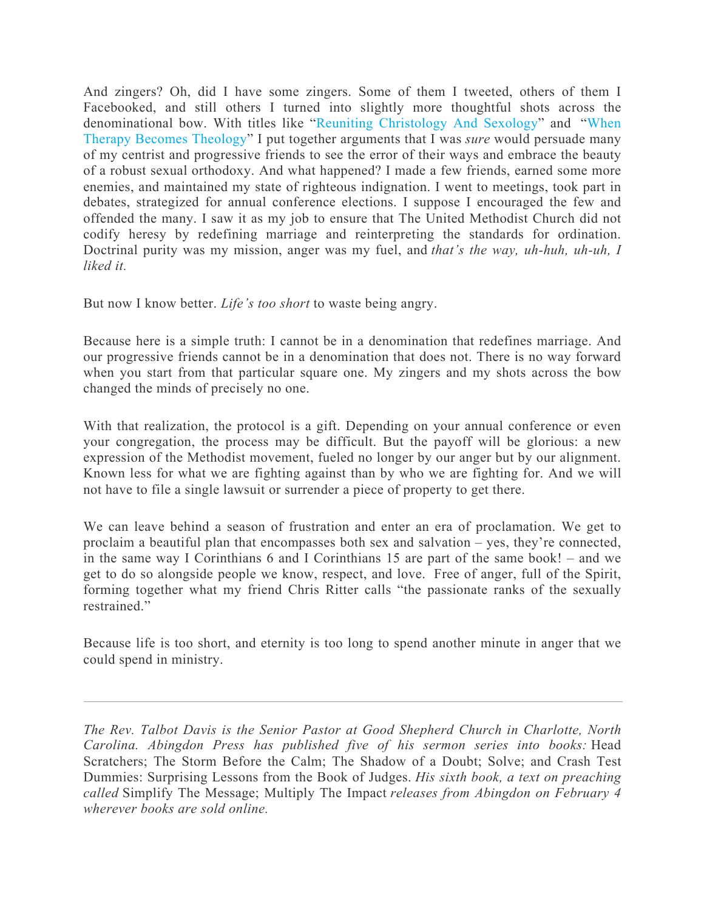And zingers? Oh, did I have some zingers. Some of them I tweeted, others of them I Facebooked, and still others I turned into slightly more thoughtful shots across the denominational bow. With titles like "Reuniting Christology And Sexology" and "When Therapy Becomes Theology" I put together arguments that I was *sure* would persuade many of my centrist and progressive friends to see the error of their ways and embrace the beauty of a robust sexual orthodoxy. And what happened? I made a few friends, earned some more enemies, and maintained my state of righteous indignation. I went to meetings, took part in debates, strategized for annual conference elections. I suppose I encouraged the few and offended the many. I saw it as my job to ensure that The United Methodist Church did not codify heresy by redefining marriage and reinterpreting the standards for ordination. Doctrinal purity was my mission, anger was my fuel, and *that's the way, uh-huh, uh-uh, I liked it.*

But now I know better. *Life's too short* to waste being angry.

Because here is a simple truth: I cannot be in a denomination that redefines marriage. And our progressive friends cannot be in a denomination that does not. There is no way forward when you start from that particular square one. My zingers and my shots across the bow changed the minds of precisely no one.

With that realization, the protocol is a gift. Depending on your annual conference or even your congregation, the process may be difficult. But the payoff will be glorious: a new expression of the Methodist movement, fueled no longer by our anger but by our alignment. Known less for what we are fighting against than by who we are fighting for. And we will not have to file a single lawsuit or surrender a piece of property to get there.

We can leave behind a season of frustration and enter an era of proclamation. We get to proclaim a beautiful plan that encompasses both sex and salvation – yes, they're connected, in the same way I Corinthians 6 and I Corinthians 15 are part of the same book! – and we get to do so alongside people we know, respect, and love. Free of anger, full of the Spirit, forming together what my friend Chris Ritter calls "the passionate ranks of the sexually restrained."

Because life is too short, and eternity is too long to spend another minute in anger that we could spend in ministry.

---

*The Rev. Talbot Davis is the Senior Pastor at Good Shepherd Church in Charlotte, North Carolina. Abingdon Press has published five of his sermon series into books:* Head Scratchers; The Storm Before the Calm; The Shadow of a Doubt; Solve; and Crash Test Dummies: Surprising Lessons from the Book of Judges. *His sixth book, a text on preaching called* Simplify The Message; Multiply The Impact *releases from Abingdon on February 4 wherever books are sold online.*